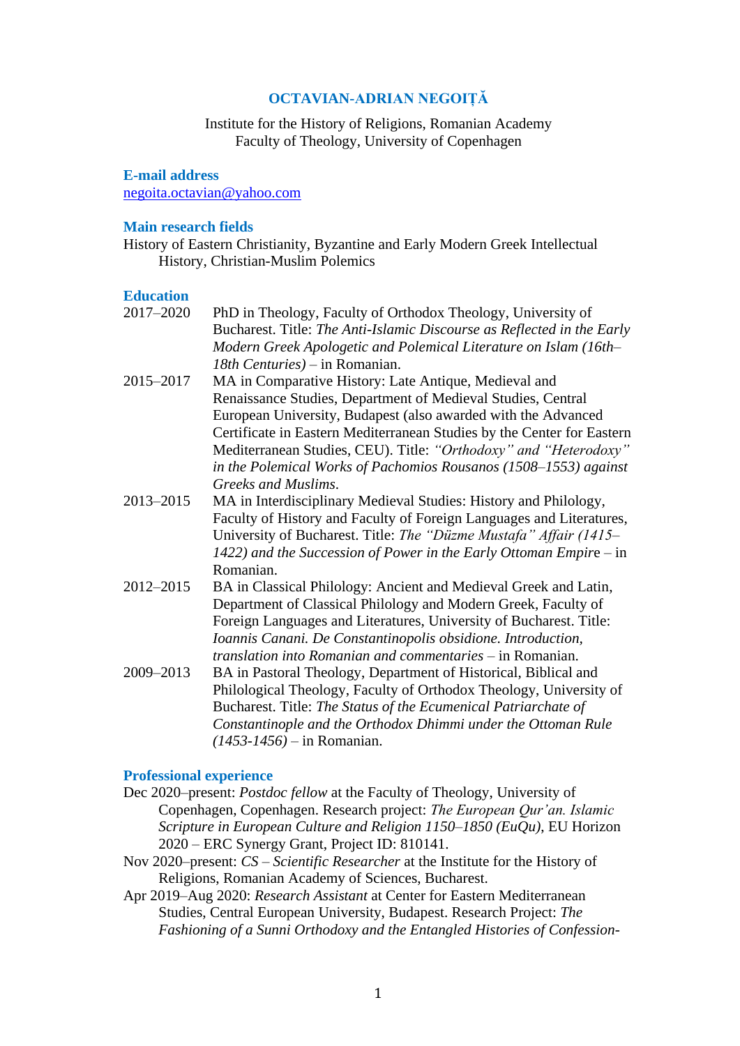# OCTAVIAN-ADRIAN NEGOIȚĂ

Institute for the History of Religions, Romanian Academy
Faculty of Theology, University of Copenhagen

### E-mail address

negoita.octavian@yahoo.com

### Main research fields

History of Eastern Christianity, Byzantine and Early Modern Greek Intellectual History, Christian-Muslim Polemics

### Education

2017–2020 PhD in Theology, Faculty of Orthodox Theology, University of Bucharest. Title: *The Anti-Islamic Discourse as Reflected in the Early Modern Greek Apologetic and Polemical Literature on Islam (16th–18th Centuries)* – in Romanian.

2015–2017 MA in Comparative History: Late Antique, Medieval and Renaissance Studies, Department of Medieval Studies, Central European University, Budapest (also awarded with the Advanced Certificate in Eastern Mediterranean Studies by the Center for Eastern Mediterranean Studies, CEU). Title: *"Orthodoxy" and "Heterodoxy" in the Polemical Works of Pachomios Rousanos (1508–1553) against Greeks and Muslims*.

2013–2015 MA in Interdisciplinary Medieval Studies: History and Philology, Faculty of History and Faculty of Foreign Languages and Literatures, University of Bucharest. Title: *The "Düzme Mustafa" Affair (1415–1422) and the Succession of Power in the Early Ottoman Empire* – in Romanian.

2012–2015 BA in Classical Philology: Ancient and Medieval Greek and Latin, Department of Classical Philology and Modern Greek, Faculty of Foreign Languages and Literatures, University of Bucharest. Title: *Ioannis Canani. De Constantinopolis obsidione. Introduction, translation into Romanian and commentaries* – in Romanian.

2009–2013 BA in Pastoral Theology, Department of Historical, Biblical and Philological Theology, Faculty of Orthodox Theology, University of Bucharest. Title: *The Status of the Ecumenical Patriarchate of Constantinople and the Orthodox Dhimmi under the Ottoman Rule (1453-1456)* – in Romanian.

### Professional experience

Dec 2020–present: *Postdoc fellow* at the Faculty of Theology, University of Copenhagen, Copenhagen. Research project: *The European Qur'an. Islamic Scripture in European Culture and Religion 1150–1850 (EuQu)*, EU Horizon 2020 – ERC Synergy Grant, Project ID: 810141.

Nov 2020–present: *CS – Scientific Researcher* at the Institute for the History of Religions, Romanian Academy of Sciences, Bucharest.

Apr 2019–Aug 2020: *Research Assistant* at Center for Eastern Mediterranean Studies, Central European University, Budapest. Research Project: *The Fashioning of a Sunni Orthodoxy and the Entangled Histories of Confession-*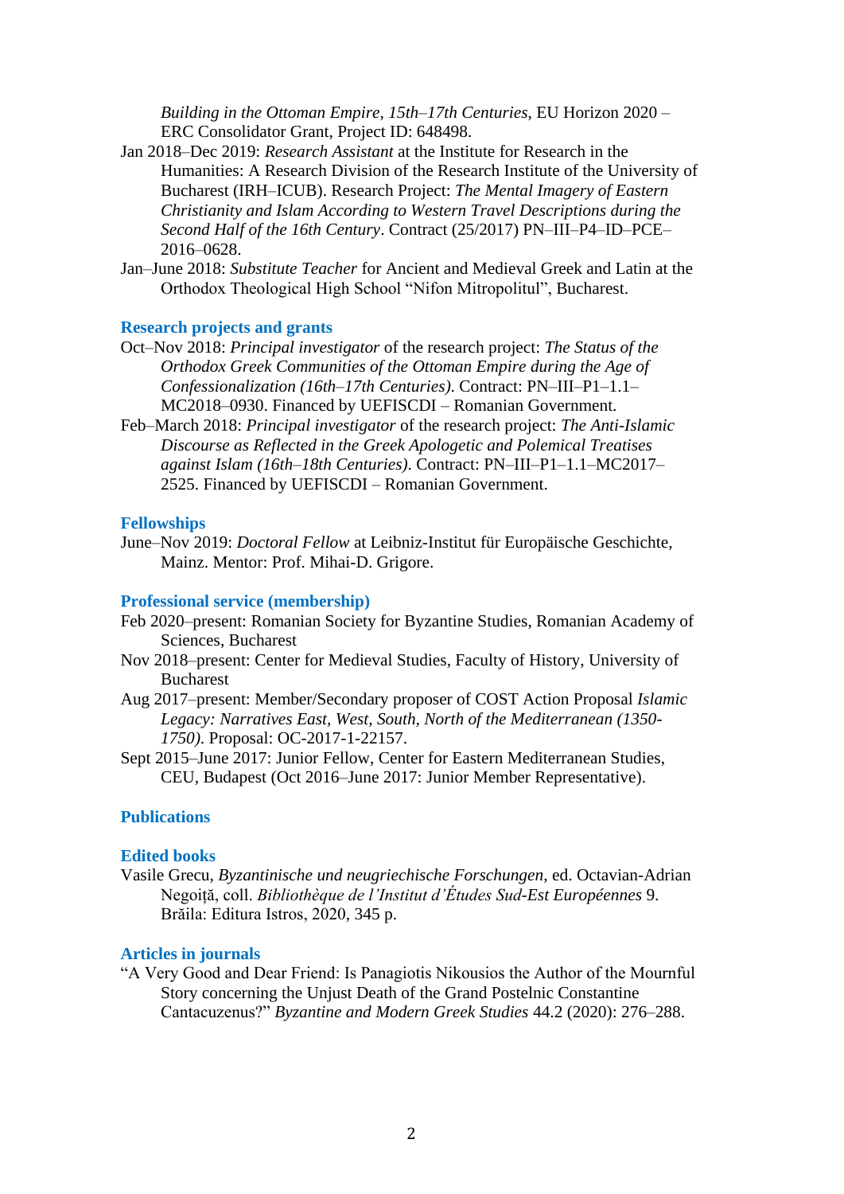*Building in the Ottoman Empire, 15th–17th Centuries*, EU Horizon 2020 – ERC Consolidator Grant, Project ID: 648498.

Jan 2018–Dec 2019: *Research Assistant* at the Institute for Research in the Humanities: A Research Division of the Research Institute of the University of Bucharest (IRH–ICUB). Research Project: *The Mental Imagery of Eastern Christianity and Islam According to Western Travel Descriptions during the Second Half of the 16th Century*. Contract (25/2017) PN–III–P4–ID–PCE–2016–0628.

Jan–June 2018: *Substitute Teacher* for Ancient and Medieval Greek and Latin at the Orthodox Theological High School "Nifon Mitropolitul", Bucharest.

## Research projects and grants

Oct–Nov 2018: *Principal investigator* of the research project: *The Status of the Orthodox Greek Communities of the Ottoman Empire during the Age of Confessionalization (16th–17th Centuries).* Contract: PN–III–P1–1.1–MC2018–0930. Financed by UEFISCDI – Romanian Government.

Feb–March 2018: *Principal investigator* of the research project: *The Anti-Islamic Discourse as Reflected in the Greek Apologetic and Polemical Treatises against Islam (16th–18th Centuries)*. Contract: PN–III–P1–1.1–MC2017–2525. Financed by UEFISCDI – Romanian Government.

## Fellowships

June–Nov 2019: *Doctoral Fellow* at Leibniz-Institut für Europäische Geschichte, Mainz. Mentor: Prof. Mihai-D. Grigore.

## Professional service (membership)

Feb 2020–present: Romanian Society for Byzantine Studies, Romanian Academy of Sciences, Bucharest

Nov 2018–present: Center for Medieval Studies, Faculty of History, University of Bucharest

Aug 2017–present: Member/Secondary proposer of COST Action Proposal *Islamic Legacy: Narratives East, West, South, North of the Mediterranean (1350-1750).* Proposal: OC-2017-1-22157.

Sept 2015–June 2017: Junior Fellow, Center for Eastern Mediterranean Studies, CEU, Budapest (Oct 2016–June 2017: Junior Member Representative).

## Publications

### Edited books

Vasile Grecu, *Byzantinische und neugriechische Forschungen*, ed. Octavian-Adrian Negoiță, coll. *Bibliothèque de l'Institut d'Études Sud-Est Européennes* 9. Brăila: Editura Istros, 2020, 345 p.

### Articles in journals

"A Very Good and Dear Friend: Is Panagiotis Nikousios the Author of the Mournful Story concerning the Unjust Death of the Grand Postelnic Constantine Cantacuzenus?" *Byzantine and Modern Greek Studies* 44.2 (2020): 276–288.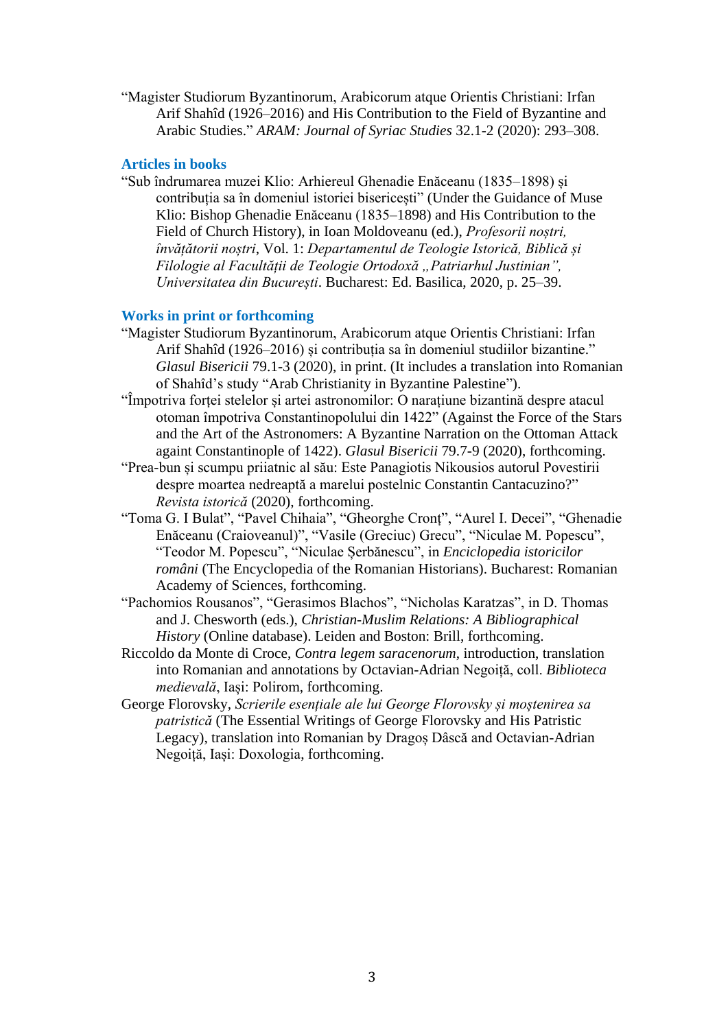“Magister Studiorum Byzantinorum, Arabicorum atque Orientis Christiani: Irfan Arif Shahîd (1926–2016) and His Contribution to the Field of Byzantine and Arabic Studies.” *ARAM: Journal of Syriac Studies* 32.1-2 (2020): 293–308.

### Articles in books

“Sub îndrumarea muzei Klio: Arhiereul Ghenadie Enăceanu (1835–1898) și contribuția sa în domeniul istoriei bisericești” (Under the Guidance of Muse Klio: Bishop Ghenadie Enăceanu (1835–1898) and His Contribution to the Field of Church History), in Ioan Moldoveanu (ed.), *Profesorii noștri, învățătorii noștri*, Vol. 1: *Departamentul de Teologie Istorică, Biblică și Filologie al Facultății de Teologie Ortodoxă „Patriarhul Justinian”, Universitatea din București*. Bucharest: Ed. Basilica, 2020, p. 25–39.

### Works in print or forthcoming

“Magister Studiorum Byzantinorum, Arabicorum atque Orientis Christiani: Irfan Arif Shahîd (1926–2016) și contribuția sa în domeniul studiilor bizantine.” *Glasul Bisericii* 79.1-3 (2020), in print. (It includes a translation into Romanian of Shahîd’s study “Arab Christianity in Byzantine Palestine”).

“Împotriva forței stelelor și artei astronomilor: O narațiune bizantină despre atacul otoman împotriva Constantinopolului din 1422” (Against the Force of the Stars and the Art of the Astronomers: A Byzantine Narration on the Ottoman Attack againt Constantinople of 1422). *Glasul Bisericii* 79.7-9 (2020), forthcoming.

“Prea-bun și scumpu priiatnic al său: Este Panagiotis Nikousios autorul Povestirii despre moartea nedreaptă a marelui postelnic Constantin Cantacuzino?” *Revista istorică* (2020), forthcoming.

“Toma G. I Bulat”, “Pavel Chihaia”, “Gheorghe Cronț”, “Aurel I. Decei”, “Ghenadie Enăceanu (Craioveanul)”, “Vasile (Greciuc) Grecu”, “Niculae M. Popescu”, “Teodor M. Popescu”, “Niculae Șerbănescu”, in *Enciclopedia istoricilor români* (The Encyclopedia of the Romanian Historians). Bucharest: Romanian Academy of Sciences, forthcoming.

“Pachomios Rousanos”, “Gerasimos Blachos”, “Nicholas Karatzas”, in D. Thomas and J. Chesworth (eds.), *Christian-Muslim Relations: A Bibliographical History* (Online database). Leiden and Boston: Brill, forthcoming.

Riccoldo da Monte di Croce, *Contra legem saracenorum*, introduction, translation into Romanian and annotations by Octavian-Adrian Negoiță, coll. *Biblioteca medievală*, Iași: Polirom, forthcoming.

George Florovsky, *Scrierile esențiale ale lui George Florovsky și moștenirea sa patristică* (The Essential Writings of George Florovsky and His Patristic Legacy), translation into Romanian by Dragoș Dâscă and Octavian-Adrian Negoiță, Iași: Doxologia, forthcoming.